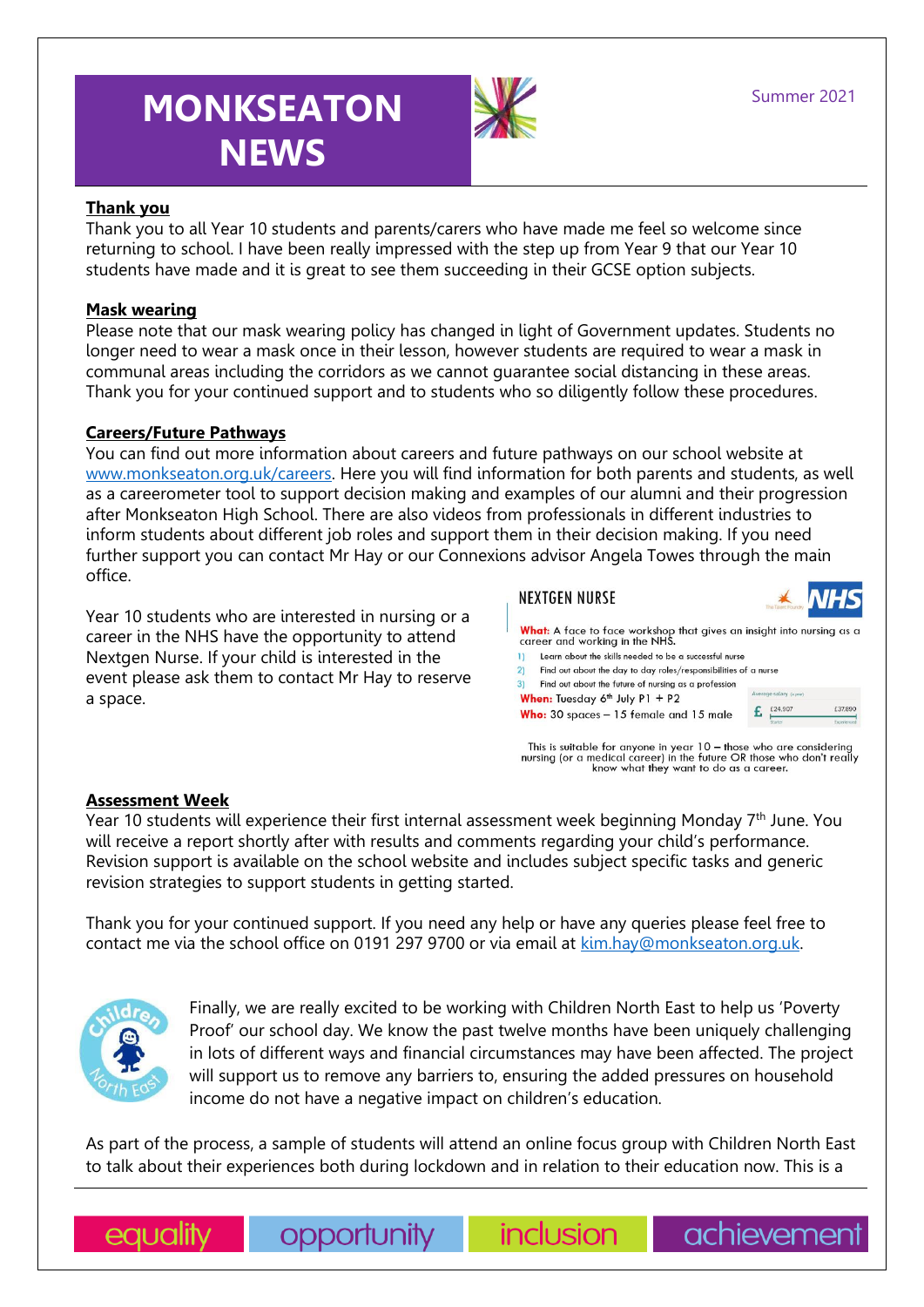# MONKSEATON NEWS

Summer 2021

**Thank you**

Thank you to all Year 10 students and parents/carers who have made me feel so welcome since returning to school. I have been really impressed with the step up from Year 9 that our Year 10 students have made and it is great to see them succeeding in their GCSE option subjects.

**Mask wearing**

Please note that our mask wearing policy has changed in light of Government updates. Students no longer need to wear a mask once in their lesson, however students are required to wear a mask in communal areas including the corridors as we cannot guarantee social distancing in these areas. Thank you for your continued support and to students who so diligently follow these procedures.

**Careers/Future Pathways**

You can find out more information about careers and future pathways on our school website at www.monkseaton.org.uk/careers. Here you will find information for both parents and students, as well as a careerometer tool to support decision making and examples of our alumni and their progression after Monkseaton High School. There are also videos from professionals in different industries to inform students about different job roles and support them in their decision making. If you need further support you can contact Mr Hay or our Connexions advisor Angela Towes through the main office.

Year 10 students who are interested in nursing or a career in the NHS have the opportunity to attend Nextgen Nurse. If your child is interested in the event please ask them to contact Mr Hay to reserve a space.

NEXTGEN NURSE

**What:** A face to face workshop that gives an insight into nursing as a career and working in the NHS.

1) Learn about the skills needed to be a successful nurse
2) Find out about the day to day roles/responsibilities of a nurse
3) Find out about the future of nursing as a profession

**When:** Tuesday 6th July P1 + P2

**Who:** 30 spaces – 15 female and 15 male

Average salary: £24,907 (Starter) – £37,890 (Experienced)

This is suitable for anyone in year 10 – those who are considering nursing (or a medical career) in the future OR those who don't really know what they want to do as a career.

**Assessment Week**

Year 10 students will experience their first internal assessment week beginning Monday 7th June. You will receive a report shortly after with results and comments regarding your child's performance. Revision support is available on the school website and includes subject specific tasks and generic revision strategies to support students in getting started.

Thank you for your continued support. If you need any help or have any queries please feel free to contact me via the school office on 0191 297 9700 or via email at kim.hay@monkseaton.org.uk.

Finally, we are really excited to be working with Children North East to help us 'Poverty Proof' our school day. We know the past twelve months have been uniquely challenging in lots of different ways and financial circumstances may have been affected. The project will support us to remove any barriers to, ensuring the added pressures on household income do not have a negative impact on children's education.

As part of the process, a sample of students will attend an online focus group with Children North East to talk about their experiences both during lockdown and in relation to their education now. This is a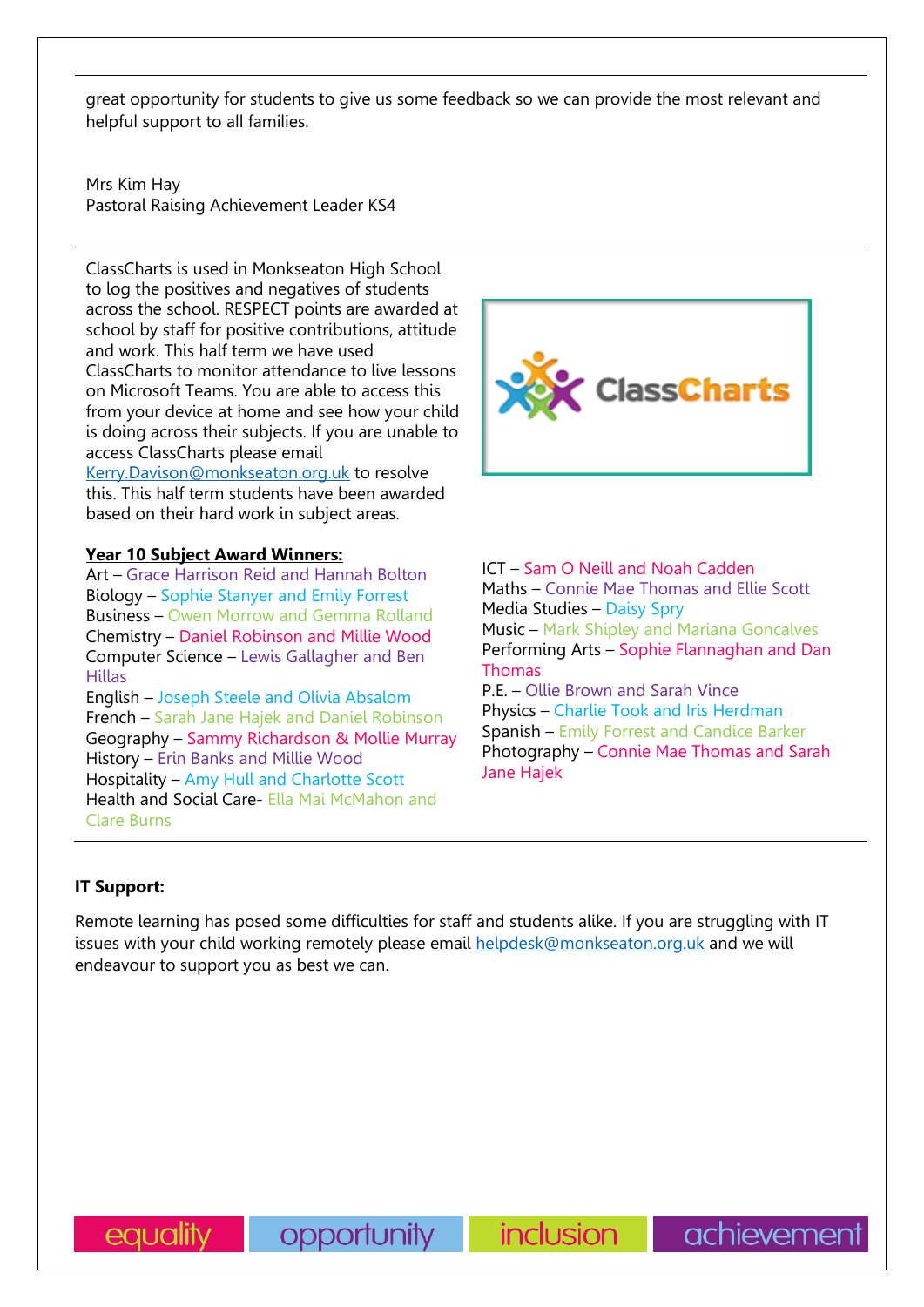great opportunity for students to give us some feedback so we can provide the most relevant and helpful support to all families.

Mrs Kim Hay
Pastoral Raising Achievement Leader KS4

ClassCharts is used in Monkseaton High School to log the positives and negatives of students across the school. RESPECT points are awarded at school by staff for positive contributions, attitude and work. This half term we have used ClassCharts to monitor attendance to live lessons on Microsoft Teams. You are able to access this from your device at home and see how your child is doing across their subjects. If you are unable to access ClassCharts please email Kerry.Davison@monkseaton.org.uk to resolve this. This half term students have been awarded based on their hard work in subject areas.

**Year 10 Subject Award Winners:**

Art – Grace Harrison Reid and Hannah Bolton
Biology – Sophie Stanyer and Emily Forrest
Business – Owen Morrow and Gemma Rolland
Chemistry – Daniel Robinson and Millie Wood
Computer Science – Lewis Gallagher and Ben Hillas
English – Joseph Steele and Olivia Absalom
French – Sarah Jane Hajek and Daniel Robinson
Geography – Sammy Richardson & Mollie Murray
History – Erin Banks and Millie Wood
Hospitality – Amy Hull and Charlotte Scott
Health and Social Care- Ella Mai McMahon and Clare Burns
ICT – Sam O Neill and Noah Cadden
Maths – Connie Mae Thomas and Ellie Scott
Media Studies – Daisy Spry
Music – Mark Shipley and Mariana Goncalves
Performing Arts – Sophie Flannaghan and Dan Thomas
P.E. – Ollie Brown and Sarah Vince
Physics – Charlie Took and Iris Herdman
Spanish – Emily Forrest and Candice Barker
Photography – Connie Mae Thomas and Sarah Jane Hajek

**IT Support:**

Remote learning has posed some difficulties for staff and students alike. If you are struggling with IT issues with your child working remotely please email helpdesk@monkseaton.org.uk and we will endeavour to support you as best we can.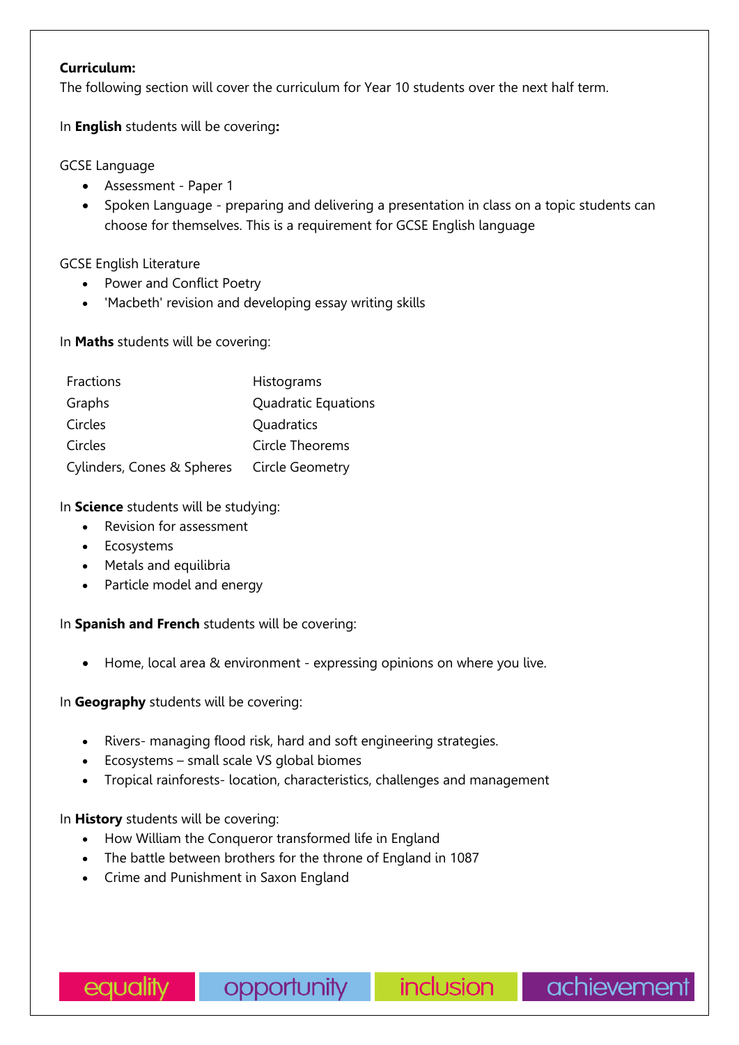**Curriculum:**
The following section will cover the curriculum for Year 10 students over the next half term.

In **English** students will be covering**:**

GCSE Language

- Assessment - Paper 1
- Spoken Language - preparing and delivering a presentation in class on a topic students can choose for themselves. This is a requirement for GCSE English language

GCSE English Literature

- Power and Conflict Poetry
- 'Macbeth' revision and developing essay writing skills

In **Maths** students will be covering:

| | |
|---|---|
| Fractions | Histograms |
| Graphs | Quadratic Equations |
| Circles | Quadratics |
| Circles | Circle Theorems |
| Cylinders, Cones & Spheres | Circle Geometry |

In **Science** students will be studying:

- Revision for assessment
- Ecosystems
- Metals and equilibria
- Particle model and energy

In **Spanish and French** students will be covering:

- Home, local area & environment - expressing opinions on where you live.

In **Geography** students will be covering:

- Rivers- managing flood risk, hard and soft engineering strategies.
- Ecosystems – small scale VS global biomes
- Tropical rainforests- location, characteristics, challenges and management

In **History** students will be covering:

- How William the Conqueror transformed life in England
- The battle between brothers for the throne of England in 1087
- Crime and Punishment in Saxon England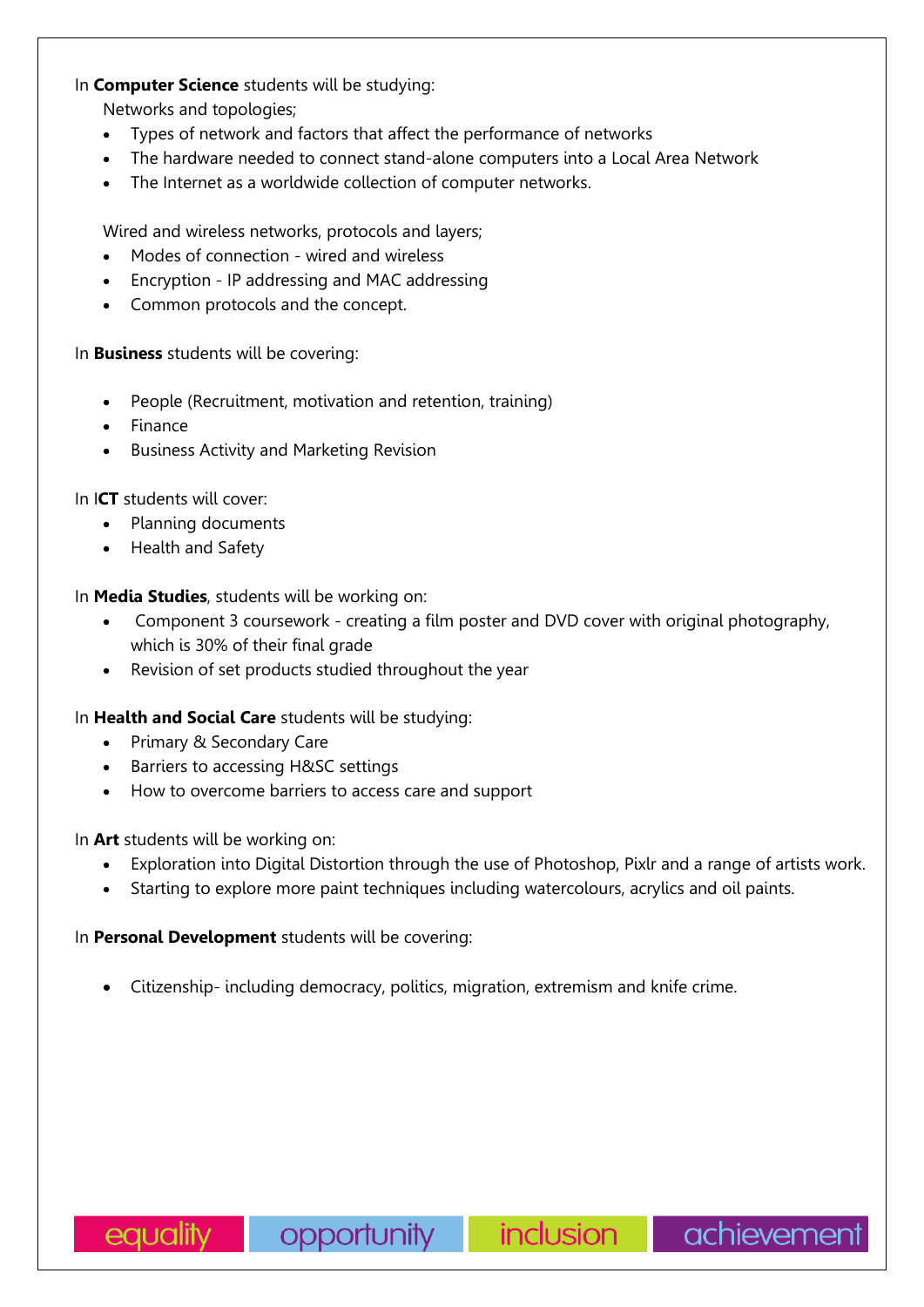In **Computer Science** students will be studying:

Networks and topologies;

- Types of network and factors that affect the performance of networks
- The hardware needed to connect stand-alone computers into a Local Area Network
- The Internet as a worldwide collection of computer networks.

Wired and wireless networks, protocols and layers;

- Modes of connection - wired and wireless
- Encryption - IP addressing and MAC addressing
- Common protocols and the concept.

In **Business** students will be covering:

- People (Recruitment, motivation and retention, training)
- Finance
- Business Activity and Marketing Revision

In I**CT** students will cover:

- Planning documents
- Health and Safety

In **Media Studies**, students will be working on:

- Component 3 coursework - creating a film poster and DVD cover with original photography, which is 30% of their final grade
- Revision of set products studied throughout the year

In **Health and Social Care** students will be studying:

- Primary & Secondary Care
- Barriers to accessing H&SC settings
- How to overcome barriers to access care and support

In **Art** students will be working on:

- Exploration into Digital Distortion through the use of Photoshop, Pixlr and a range of artists work.
- Starting to explore more paint techniques including watercolours, acrylics and oil paints.

In **Personal Development** students will be covering:

- Citizenship- including democracy, politics, migration, extremism and knife crime.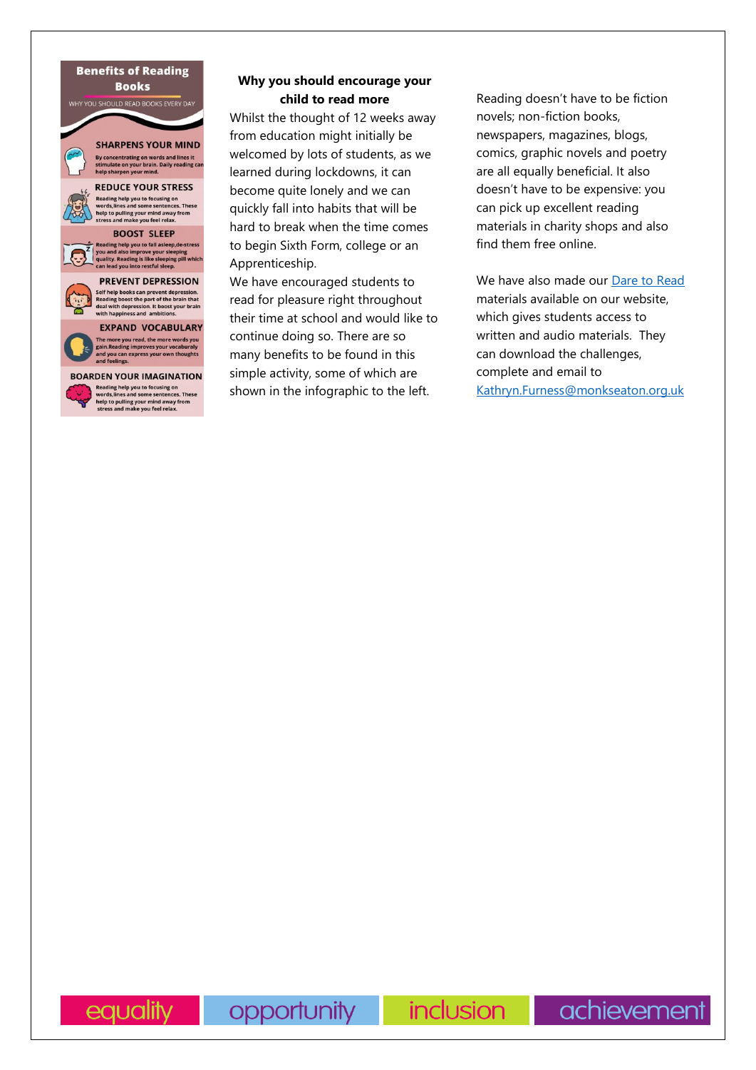## Benefits of Reading Books

WHY YOU SHOULD READ BOOKS EVERY DAY

**SHARPENS YOUR MIND**

By concentrating on words and lines it stimulate on your brain. Daily reading can help sharpen your mind.

**REDUCE YOUR STRESS**

Reading help you to focusing on words,lines and some sentences. These help to pulling your mind away from stress and make you feel relax.

**BOOST SLEEP**

Reading help you to fall asleep,de-stress you and also improve your sleeping quality. Reading is like sleeping pill which can lead you into restful sleep.

**PREVENT DEPRESSION**

Self help books can prevent depression. Reading boost the part of the brain that deal with depression. It boost your brain with happiness and ambitions.

**EXPAND VOCABULARY**

The more you read, the more words you gain.Reading improves your vocaburaly and you can express your own thoughts and feelings.

**BOARDEN YOUR IMAGINATION**

Reading help you to focusing on words,lines and some sentences. These help to pulling your mind away from stress and make you feel relax.

### Why you should encourage your child to read more

Whilst the thought of 12 weeks away from education might initially be welcomed by lots of students, as we learned during lockdowns, it can become quite lonely and we can quickly fall into habits that will be hard to break when the time comes to begin Sixth Form, college or an Apprenticeship.

We have encouraged students to read for pleasure right throughout their time at school and would like to continue doing so. There are so many benefits to be found in this simple activity, some of which are shown in the infographic to the left.

Reading doesn't have to be fiction novels; non-fiction books, newspapers, magazines, blogs, comics, graphic novels and poetry are all equally beneficial. It also doesn't have to be expensive: you can pick up excellent reading materials in charity shops and also find them free online.

We have also made our Dare to Read materials available on our website, which gives students access to written and audio materials. They can download the challenges, complete and email to Kathryn.Furness@monkseaton.org.uk

equality opportunity inclusion achievement